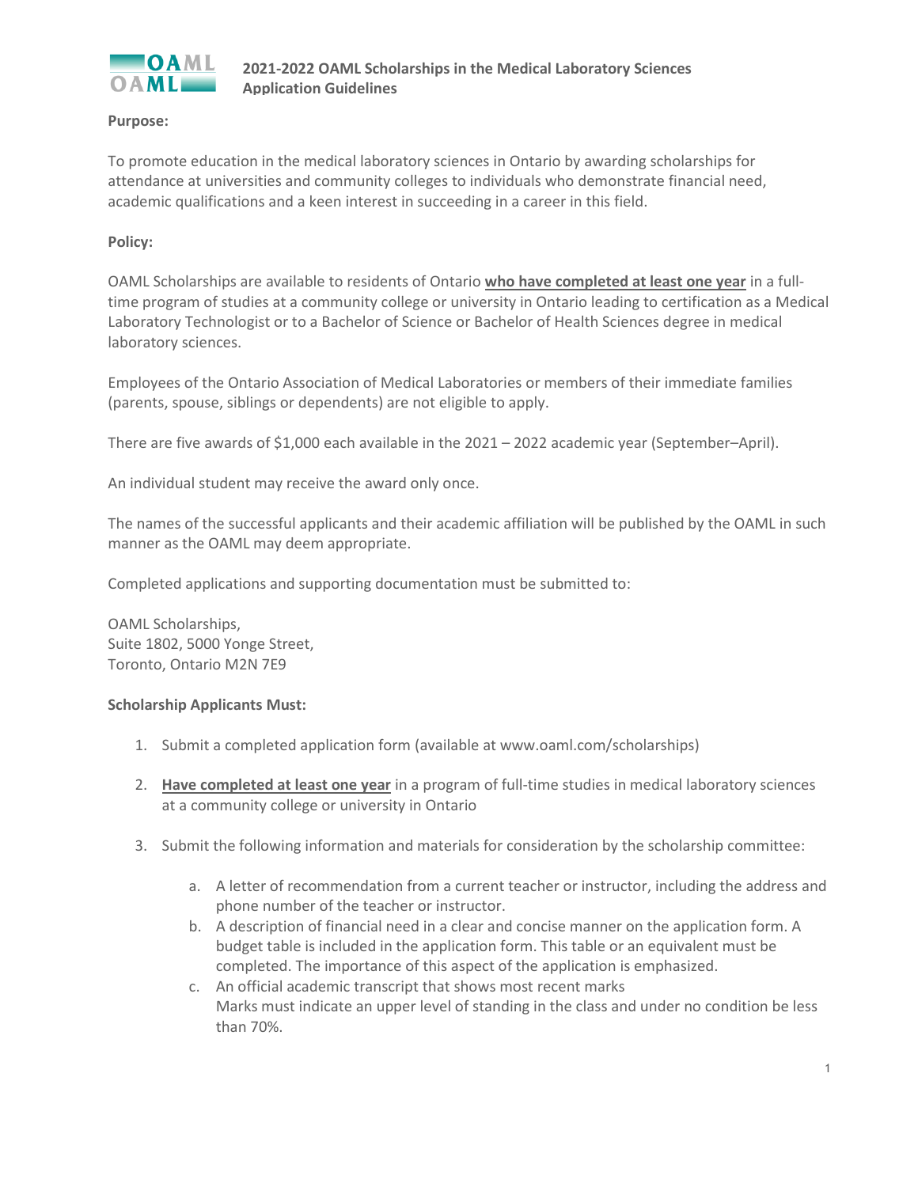# 2021-2022 OAML Scholarships in the Medical Laboratory Sciences Application Guidelines

**Purpose:**

To promote education in the medical laboratory sciences in Ontario by awarding scholarships for attendance at universities and community colleges to individuals who demonstrate financial need, academic qualifications and a keen interest in succeeding in a career in this field.

**Policy:**

OAML Scholarships are available to residents of Ontario **who have completed at least one year** in a full-time program of studies at a community college or university in Ontario leading to certification as a Medical Laboratory Technologist or to a Bachelor of Science or Bachelor of Health Sciences degree in medical laboratory sciences.

Employees of the Ontario Association of Medical Laboratories or members of their immediate families (parents, spouse, siblings or dependents) are not eligible to apply.

There are five awards of $1,000 each available in the 2021 – 2022 academic year (September–April).

An individual student may receive the award only once.

The names of the successful applicants and their academic affiliation will be published by the OAML in such manner as the OAML may deem appropriate.

Completed applications and supporting documentation must be submitted to:

OAML Scholarships,
Suite 1802, 5000 Yonge Street,
Toronto, Ontario M2N 7E9

**Scholarship Applicants Must:**

1. Submit a completed application form (available at www.oaml.com/scholarships)
2. **Have completed at least one year** in a program of full-time studies in medical laboratory sciences at a community college or university in Ontario
3. Submit the following information and materials for consideration by the scholarship committee:
   a. A letter of recommendation from a current teacher or instructor, including the address and phone number of the teacher or instructor.
   b. A description of financial need in a clear and concise manner on the application form. A budget table is included in the application form. This table or an equivalent must be completed. The importance of this aspect of the application is emphasized.
   c. An official academic transcript that shows most recent marks
      Marks must indicate an upper level of standing in the class and under no condition be less than 70%.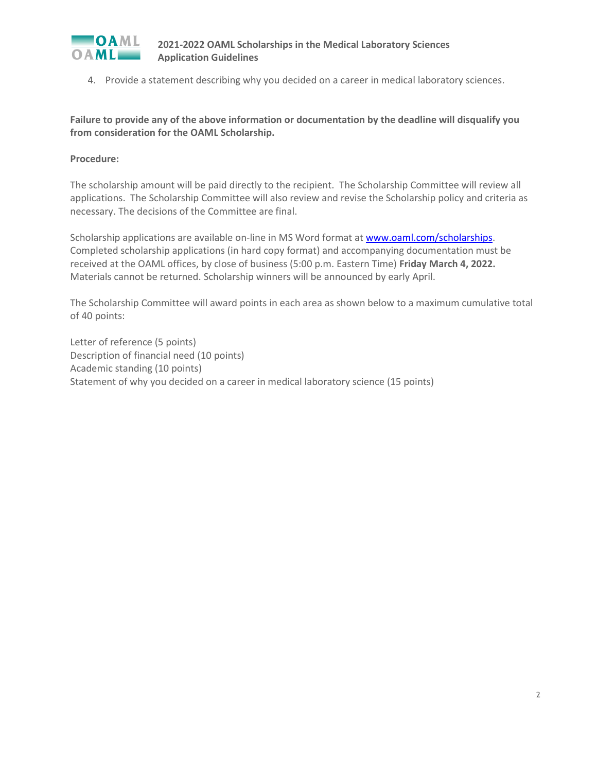4. Provide a statement describing why you decided on a career in medical laboratory sciences.

**Failure to provide any of the above information or documentation by the deadline will disqualify you from consideration for the OAML Scholarship.**

**Procedure:**

The scholarship amount will be paid directly to the recipient. The Scholarship Committee will review all applications. The Scholarship Committee will also review and revise the Scholarship policy and criteria as necessary. The decisions of the Committee are final.

Scholarship applications are available on-line in MS Word format at [www.oaml.com/scholarships](www.oaml.com/scholarships). Completed scholarship applications (in hard copy format) and accompanying documentation must be received at the OAML offices, by close of business (5:00 p.m. Eastern Time) **Friday March 4, 2022.** Materials cannot be returned. Scholarship winners will be announced by early April.

The Scholarship Committee will award points in each area as shown below to a maximum cumulative total of 40 points:

Letter of reference (5 points)
Description of financial need (10 points)
Academic standing (10 points)
Statement of why you decided on a career in medical laboratory science (15 points)